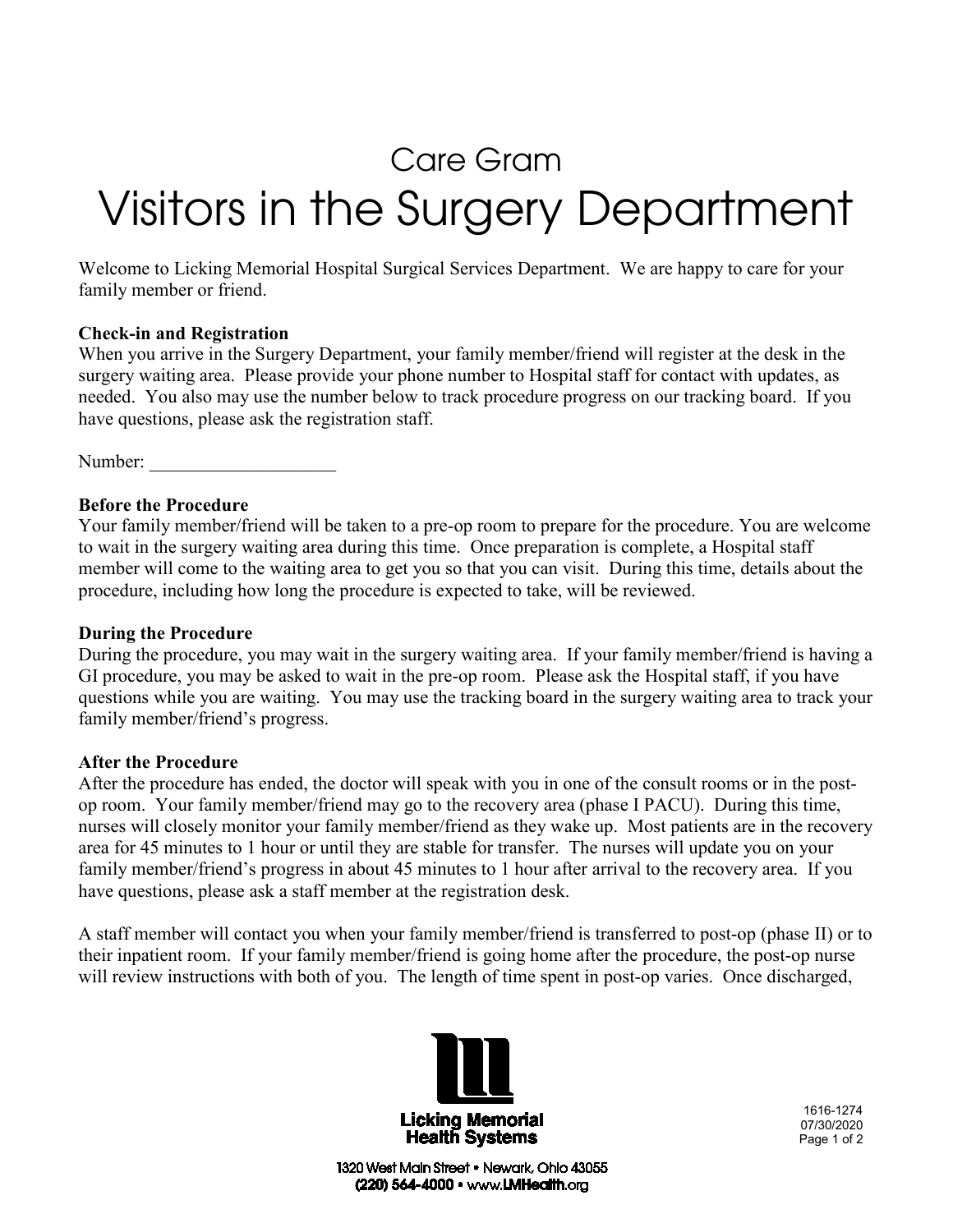# Care Gram

# Visitors in the Surgery Department

Welcome to Licking Memorial Hospital Surgical Services Department. We are happy to care for your family member or friend.

**Check-in and Registration**

When you arrive in the Surgery Department, your family member/friend will register at the desk in the surgery waiting area. Please provide your phone number to Hospital staff for contact with updates, as needed. You also may use the number below to track procedure progress on our tracking board. If you have questions, please ask the registration staff.

Number: ____________________

**Before the Procedure**

Your family member/friend will be taken to a pre-op room to prepare for the procedure. You are welcome to wait in the surgery waiting area during this time. Once preparation is complete, a Hospital staff member will come to the waiting area to get you so that you can visit. During this time, details about the procedure, including how long the procedure is expected to take, will be reviewed.

**During the Procedure**

During the procedure, you may wait in the surgery waiting area. If your family member/friend is having a GI procedure, you may be asked to wait in the pre-op room. Please ask the Hospital staff, if you have questions while you are waiting. You may use the tracking board in the surgery waiting area to track your family member/friend's progress.

**After the Procedure**

After the procedure has ended, the doctor will speak with you in one of the consult rooms or in the post-op room. Your family member/friend may go to the recovery area (phase I PACU). During this time, nurses will closely monitor your family member/friend as they wake up. Most patients are in the recovery area for 45 minutes to 1 hour or until they are stable for transfer. The nurses will update you on your family member/friend's progress in about 45 minutes to 1 hour after arrival to the recovery area. If you have questions, please ask a staff member at the registration desk.

A staff member will contact you when your family member/friend is transferred to post-op (phase II) or to their inpatient room. If your family member/friend is going home after the procedure, the post-op nurse will review instructions with both of you. The length of time spent in post-op varies. Once discharged,

Licking Memorial Health Systems

1320 West Main Street • Newark, Ohio 43055
(220) 564-4000 • www.LMHealth.org

1616-1274
07/30/2020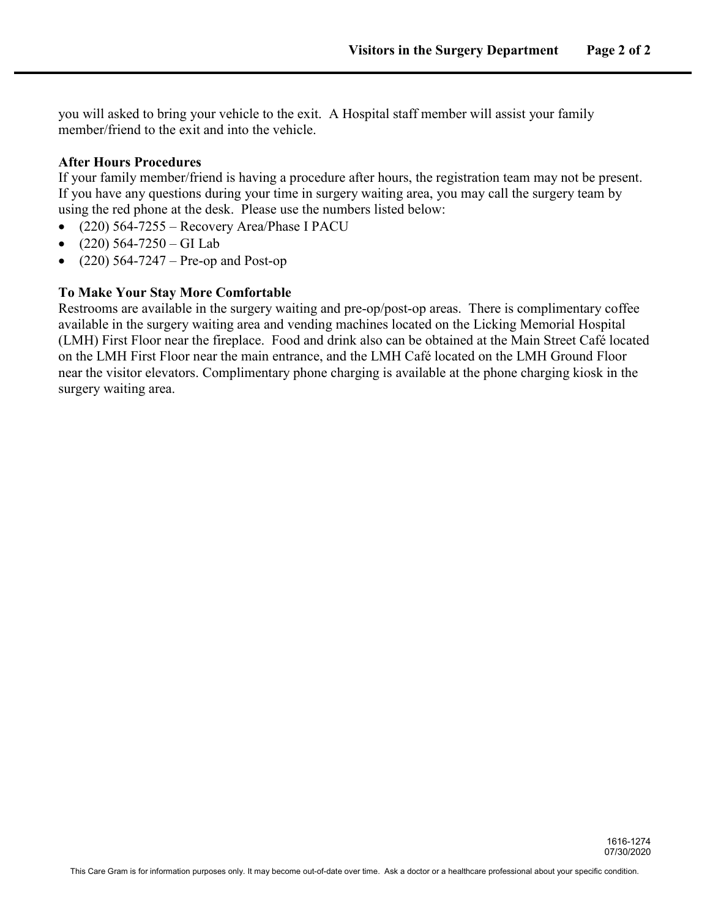you will asked to bring your vehicle to the exit.  A Hospital staff member will assist your family member/friend to the exit and into the vehicle.

**After Hours Procedures**

If your family member/friend is having a procedure after hours, the registration team may not be present. If you have any questions during your time in surgery waiting area, you may call the surgery team by using the red phone at the desk.  Please use the numbers listed below:

- (220) 564-7255 – Recovery Area/Phase I PACU
- (220) 564-7250 – GI Lab
- (220) 564-7247 – Pre-op and Post-op

**To Make Your Stay More Comfortable**

Restrooms are available in the surgery waiting and pre-op/post-op areas.  There is complimentary coffee available in the surgery waiting area and vending machines located on the Licking Memorial Hospital (LMH) First Floor near the fireplace.  Food and drink also can be obtained at the Main Street Café located on the LMH First Floor near the main entrance, and the LMH Café located on the LMH Ground Floor near the visitor elevators. Complimentary phone charging is available at the phone charging kiosk in the surgery waiting area.

1616-1274
07/30/2020

This Care Gram is for information purposes only. It may become out-of-date over time.  Ask a doctor or a healthcare professional about your specific condition.